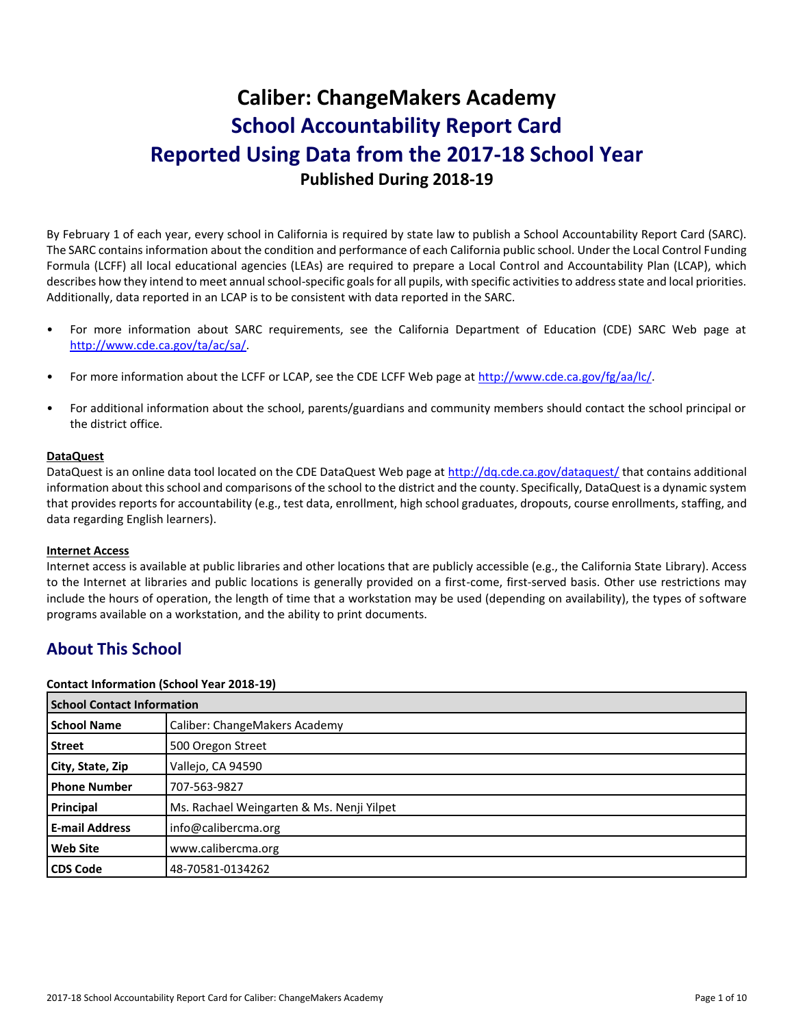# Caliber: ChangeMakers Academy

# School Accountability Report Card

# Reported Using Data from the 2017-18 School Year

**Published During 2018-19**

By February 1 of each year, every school in California is required by state law to publish a School Accountability Report Card (SARC). The SARC contains information about the condition and performance of each California public school. Under the Local Control Funding Formula (LCFF) all local educational agencies (LEAs) are required to prepare a Local Control and Accountability Plan (LCAP), which describes how they intend to meet annual school-specific goals for all pupils, with specific activities to address state and local priorities. Additionally, data reported in an LCAP is to be consistent with data reported in the SARC.

- For more information about SARC requirements, see the California Department of Education (CDE) SARC Web page at http://www.cde.ca.gov/ta/ac/sa/.
- For more information about the LCFF or LCAP, see the CDE LCFF Web page at http://www.cde.ca.gov/fg/aa/lc/.
- For additional information about the school, parents/guardians and community members should contact the school principal or the district office.

**DataQuest**

DataQuest is an online data tool located on the CDE DataQuest Web page at http://dq.cde.ca.gov/dataquest/ that contains additional information about this school and comparisons of the school to the district and the county. Specifically, DataQuest is a dynamic system that provides reports for accountability (e.g., test data, enrollment, high school graduates, dropouts, course enrollments, staffing, and data regarding English learners).

**Internet Access**

Internet access is available at public libraries and other locations that are publicly accessible (e.g., the California State Library). Access to the Internet at libraries and public locations is generally provided on a first-come, first-served basis. Other use restrictions may include the hours of operation, the length of time that a workstation may be used (depending on availability), the types of software programs available on a workstation, and the ability to print documents.

## About This School

**Contact Information (School Year 2018-19)**

| School Contact Information | |
|---|---|
| **School Name** | Caliber: ChangeMakers Academy |
| **Street** | 500 Oregon Street |
| **City, State, Zip** | Vallejo, CA 94590 |
| **Phone Number** | 707-563-9827 |
| **Principal** | Ms. Rachael Weingarten & Ms. Nenji Yilpet |
| **E-mail Address** | info@calibercma.org |
| **Web Site** | www.calibercma.org |
| **CDS Code** | 48-70581-0134262 |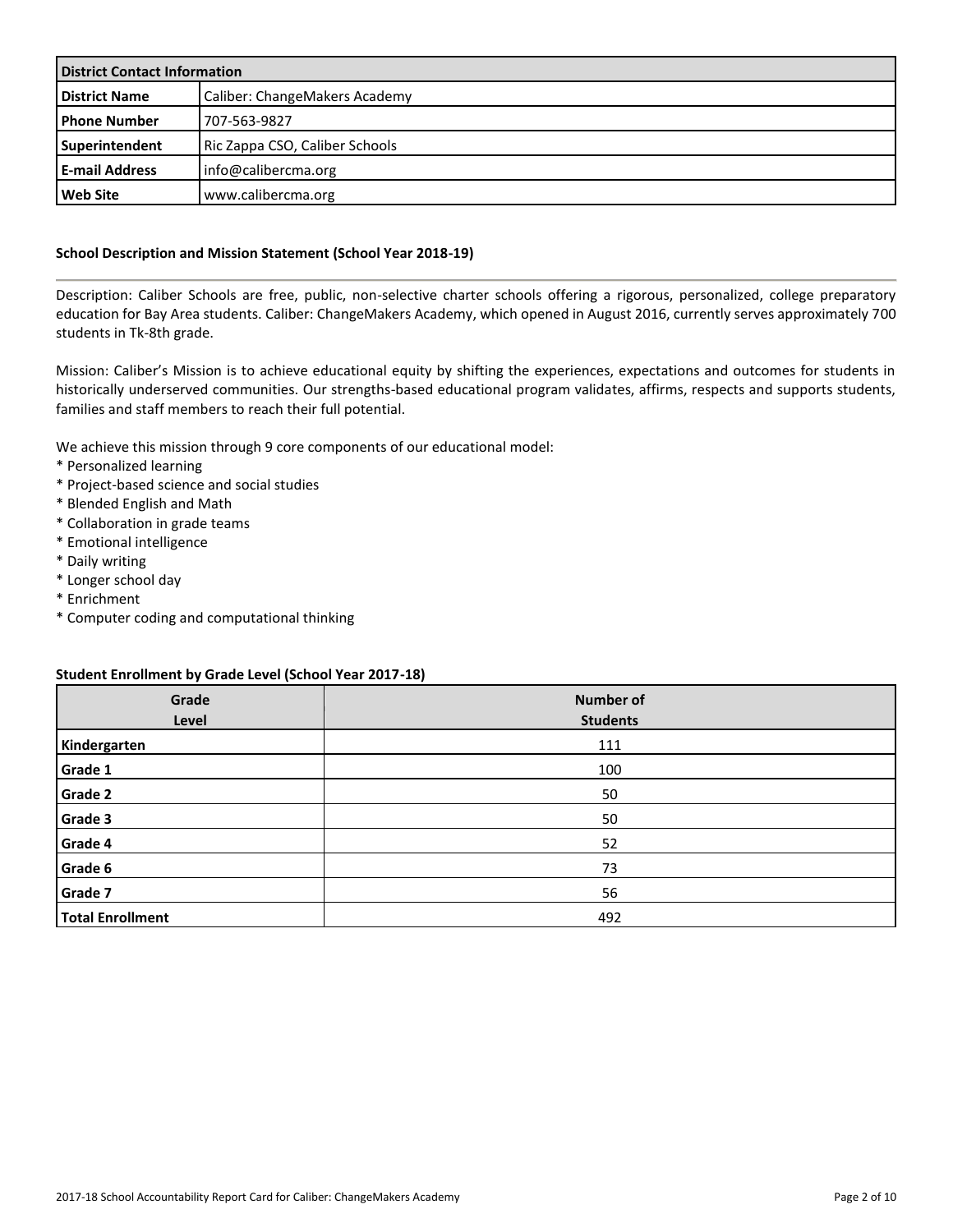| District Contact Information | |
| --- | --- |
| **District Name** | Caliber: ChangeMakers Academy |
| **Phone Number** | 707-563-9827 |
| **Superintendent** | Ric Zappa CSO, Caliber Schools |
| **E-mail Address** | info@calibercma.org |
| **Web Site** | www.calibercma.org |

### School Description and Mission Statement (School Year 2018-19)

Description: Caliber Schools are free, public, non-selective charter schools offering a rigorous, personalized, college preparatory education for Bay Area students. Caliber: ChangeMakers Academy, which opened in August 2016, currently serves approximately 700 students in Tk-8th grade.

Mission: Caliber's Mission is to achieve educational equity by shifting the experiences, expectations and outcomes for students in historically underserved communities. Our strengths-based educational program validates, affirms, respects and supports students, families and staff members to reach their full potential.

We achieve this mission through 9 core components of our educational model:

* Personalized learning
* Project-based science and social studies
* Blended English and Math
* Collaboration in grade teams
* Emotional intelligence
* Daily writing
* Longer school day
* Enrichment
* Computer coding and computational thinking

### Student Enrollment by Grade Level (School Year 2017-18)

| Grade Level | Number of Students |
| --- | --- |
| **Kindergarten** | 111 |
| **Grade 1** | 100 |
| **Grade 2** | 50 |
| **Grade 3** | 50 |
| **Grade 4** | 52 |
| **Grade 6** | 73 |
| **Grade 7** | 56 |
| **Total Enrollment** | 492 |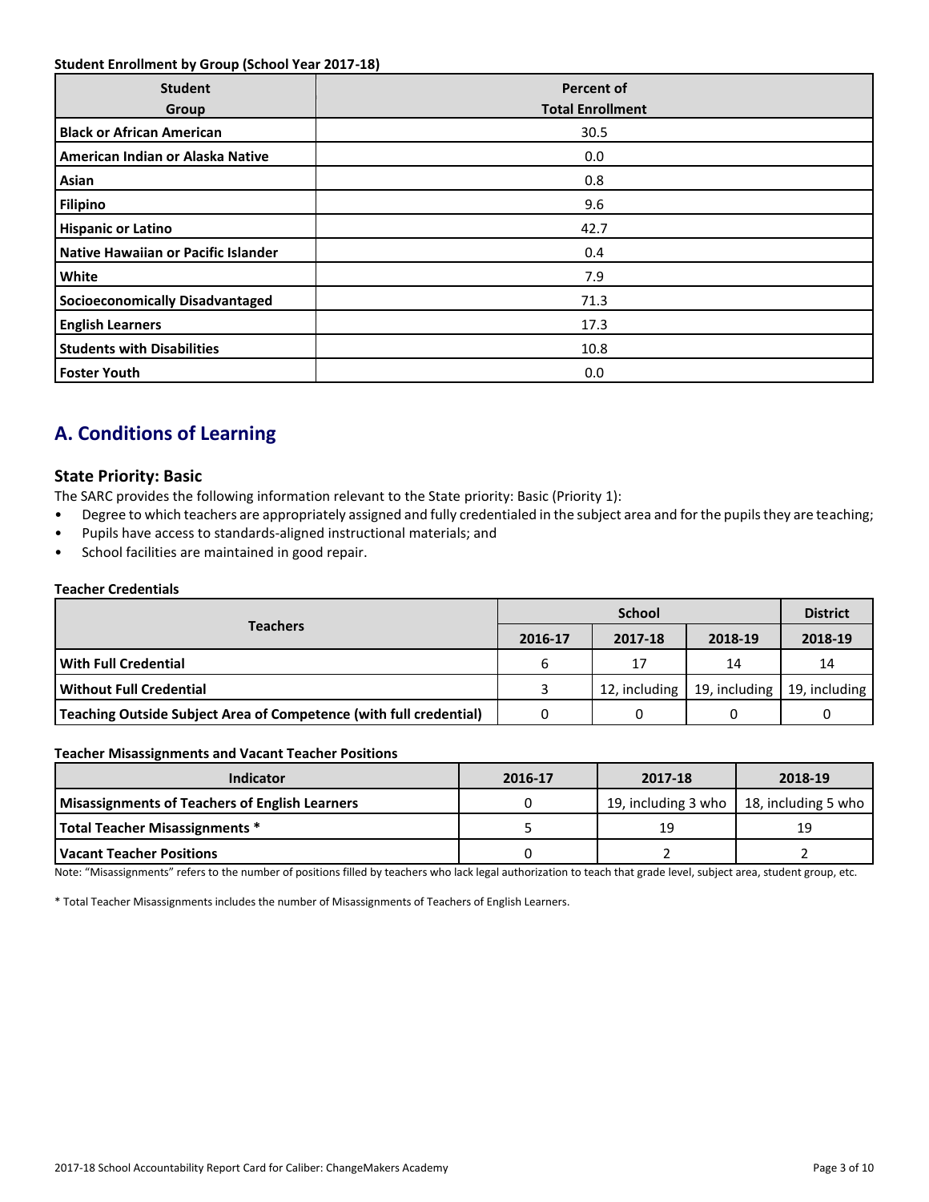**Student Enrollment by Group (School Year 2017-18)**

| Student Group | Percent of Total Enrollment |
|---|---|
| **Black or African American** | 30.5 |
| **American Indian or Alaska Native** | 0.0 |
| **Asian** | 0.8 |
| **Filipino** | 9.6 |
| **Hispanic or Latino** | 42.7 |
| **Native Hawaiian or Pacific Islander** | 0.4 |
| **White** | 7.9 |
| **Socioeconomically Disadvantaged** | 71.3 |
| **English Learners** | 17.3 |
| **Students with Disabilities** | 10.8 |
| **Foster Youth** | 0.0 |

## A. Conditions of Learning

### State Priority: Basic

The SARC provides the following information relevant to the State priority: Basic (Priority 1):

- Degree to which teachers are appropriately assigned and fully credentialed in the subject area and for the pupils they are teaching;
- Pupils have access to standards-aligned instructional materials; and
- School facilities are maintained in good repair.

**Teacher Credentials**

| Teachers | School | | | District |
|---|---|---|---|---|
| | 2016-17 | 2017-18 | 2018-19 | 2018-19 |
| **With Full Credential** | 6 | 17 | 14 | 14 |
| **Without Full Credential** | 3 | 12, including | 19, including | 19, including |
| **Teaching Outside Subject Area of Competence (with full credential)** | 0 | 0 | 0 | 0 |

**Teacher Misassignments and Vacant Teacher Positions**

| Indicator | 2016-17 | 2017-18 | 2018-19 |
|---|---|---|---|
| **Misassignments of Teachers of English Learners** | 0 | 19, including 3 who | 18, including 5 who |
| **Total Teacher Misassignments *** | 5 | 19 | 19 |
| **Vacant Teacher Positions** | 0 | 2 | 2 |

Note: "Misassignments" refers to the number of positions filled by teachers who lack legal authorization to teach that grade level, subject area, student group, etc.

* Total Teacher Misassignments includes the number of Misassignments of Teachers of English Learners.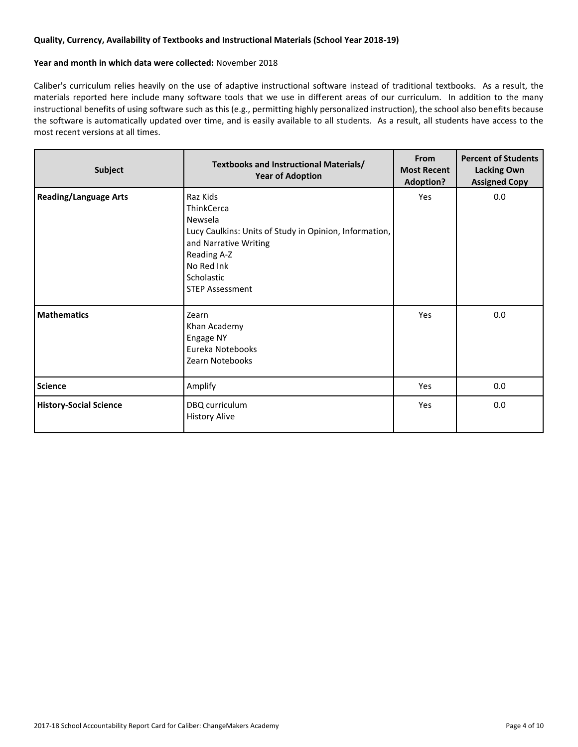**Quality, Currency, Availability of Textbooks and Instructional Materials (School Year 2018-19)**

**Year and month in which data were collected:** November 2018

Caliber's curriculum relies heavily on the use of adaptive instructional software instead of traditional textbooks. As a result, the materials reported here include many software tools that we use in different areas of our curriculum. In addition to the many instructional benefits of using software such as this (e.g., permitting highly personalized instruction), the school also benefits because the software is automatically updated over time, and is easily available to all students. As a result, all students have access to the most recent versions at all times.

| Subject | Textbooks and Instructional Materials/ Year of Adoption | From Most Recent Adoption? | Percent of Students Lacking Own Assigned Copy |
|---|---|---|---|
| **Reading/Language Arts** | Raz Kids<br>ThinkCerca<br>Newsela<br>Lucy Caulkins: Units of Study in Opinion, Information, and Narrative Writing<br>Reading A-Z<br>No Red Ink<br>Scholastic<br>STEP Assessment | Yes | 0.0 |
| **Mathematics** | Zearn<br>Khan Academy<br>Engage NY<br>Eureka Notebooks<br>Zearn Notebooks | Yes | 0.0 |
| **Science** | Amplify | Yes | 0.0 |
| **History-Social Science** | DBQ curriculum<br>History Alive | Yes | 0.0 |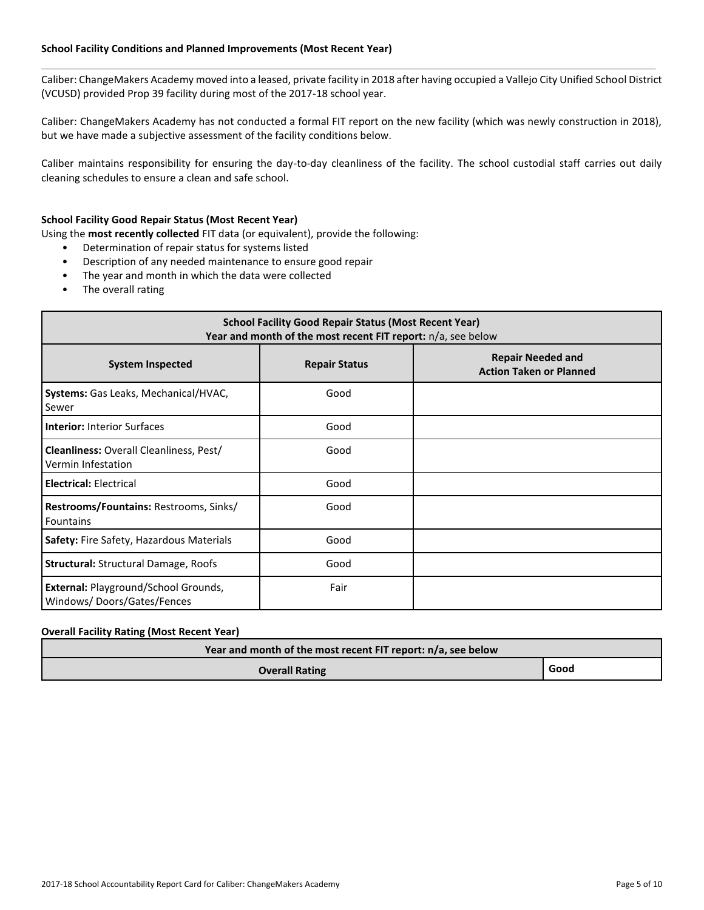### School Facility Conditions and Planned Improvements (Most Recent Year)

Caliber: ChangeMakers Academy moved into a leased, private facility in 2018 after having occupied a Vallejo City Unified School District (VCUSD) provided Prop 39 facility during most of the 2017-18 school year.

Caliber: ChangeMakers Academy has not conducted a formal FIT report on the new facility (which was newly construction in 2018), but we have made a subjective assessment of the facility conditions below.

Caliber maintains responsibility for ensuring the day-to-day cleanliness of the facility. The school custodial staff carries out daily cleaning schedules to ensure a clean and safe school.

### School Facility Good Repair Status (Most Recent Year)

Using the **most recently collected** FIT data (or equivalent), provide the following:

- Determination of repair status for systems listed
- Description of any needed maintenance to ensure good repair
- The year and month in which the data were collected
- The overall rating

| **School Facility Good Repair Status (Most Recent Year)**<br>**Year and month of the most recent FIT report:** n/a, see below | | |
|---|---|---|
| **System Inspected** | **Repair Status** | **Repair Needed and Action Taken or Planned** |
| **Systems:** Gas Leaks, Mechanical/HVAC, Sewer | Good | |
| **Interior:** Interior Surfaces | Good | |
| **Cleanliness:** Overall Cleanliness, Pest/ Vermin Infestation | Good | |
| **Electrical:** Electrical | Good | |
| **Restrooms/Fountains:** Restrooms, Sinks/ Fountains | Good | |
| **Safety:** Fire Safety, Hazardous Materials | Good | |
| **Structural:** Structural Damage, Roofs | Good | |
| **External:** Playground/School Grounds, Windows/ Doors/Gates/Fences | Fair | |

### Overall Facility Rating (Most Recent Year)

| **Year and month of the most recent FIT report: n/a, see below** | |
|---|---|
| **Overall Rating** | **Good** |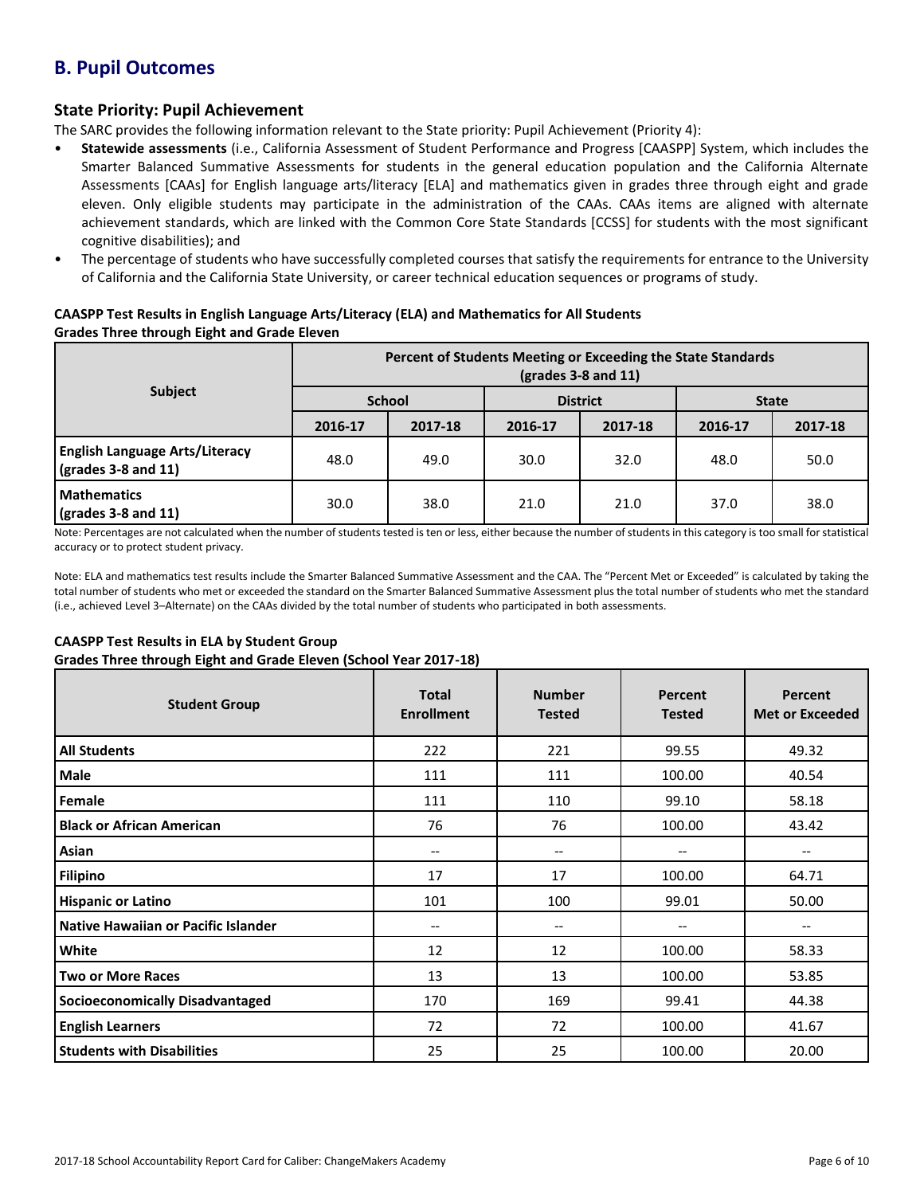## B. Pupil Outcomes

### State Priority: Pupil Achievement

The SARC provides the following information relevant to the State priority: Pupil Achievement (Priority 4):

- **Statewide assessments** (i.e., California Assessment of Student Performance and Progress [CAASPP] System, which includes the Smarter Balanced Summative Assessments for students in the general education population and the California Alternate Assessments [CAAs] for English language arts/literacy [ELA] and mathematics given in grades three through eight and grade eleven. Only eligible students may participate in the administration of the CAAs. CAAs items are aligned with alternate achievement standards, which are linked with the Common Core State Standards [CCSS] for students with the most significant cognitive disabilities); and
- The percentage of students who have successfully completed courses that satisfy the requirements for entrance to the University of California and the California State University, or career technical education sequences or programs of study.

**CAASPP Test Results in English Language Arts/Literacy (ELA) and Mathematics for All Students**
**Grades Three through Eight and Grade Eleven**

| Subject | Percent of Students Meeting or Exceeding the State Standards (grades 3-8 and 11) | | | | | |
|---|---|---|---|---|---|---|
| | School | | District | | State | |
| | 2016-17 | 2017-18 | 2016-17 | 2017-18 | 2016-17 | 2017-18 |
| **English Language Arts/Literacy (grades 3-8 and 11)** | 48.0 | 49.0 | 30.0 | 32.0 | 48.0 | 50.0 |
| **Mathematics (grades 3-8 and 11)** | 30.0 | 38.0 | 21.0 | 21.0 | 37.0 | 38.0 |

Note: Percentages are not calculated when the number of students tested is ten or less, either because the number of students in this category is too small for statistical accuracy or to protect student privacy.

Note: ELA and mathematics test results include the Smarter Balanced Summative Assessment and the CAA. The "Percent Met or Exceeded" is calculated by taking the total number of students who met or exceeded the standard on the Smarter Balanced Summative Assessment plus the total number of students who met the standard (i.e., achieved Level 3–Alternate) on the CAAs divided by the total number of students who participated in both assessments.

**CAASPP Test Results in ELA by Student Group**
**Grades Three through Eight and Grade Eleven (School Year 2017-18)**

| Student Group | Total Enrollment | Number Tested | Percent Tested | Percent Met or Exceeded |
|---|---|---|---|---|
| **All Students** | 222 | 221 | 99.55 | 49.32 |
| **Male** | 111 | 111 | 100.00 | 40.54 |
| **Female** | 111 | 110 | 99.10 | 58.18 |
| **Black or African American** | 76 | 76 | 100.00 | 43.42 |
| **Asian** | -- | -- | -- | -- |
| **Filipino** | 17 | 17 | 100.00 | 64.71 |
| **Hispanic or Latino** | 101 | 100 | 99.01 | 50.00 |
| **Native Hawaiian or Pacific Islander** | -- | -- | -- | -- |
| **White** | 12 | 12 | 100.00 | 58.33 |
| **Two or More Races** | 13 | 13 | 100.00 | 53.85 |
| **Socioeconomically Disadvantaged** | 170 | 169 | 99.41 | 44.38 |
| **English Learners** | 72 | 72 | 100.00 | 41.67 |
| **Students with Disabilities** | 25 | 25 | 100.00 | 20.00 |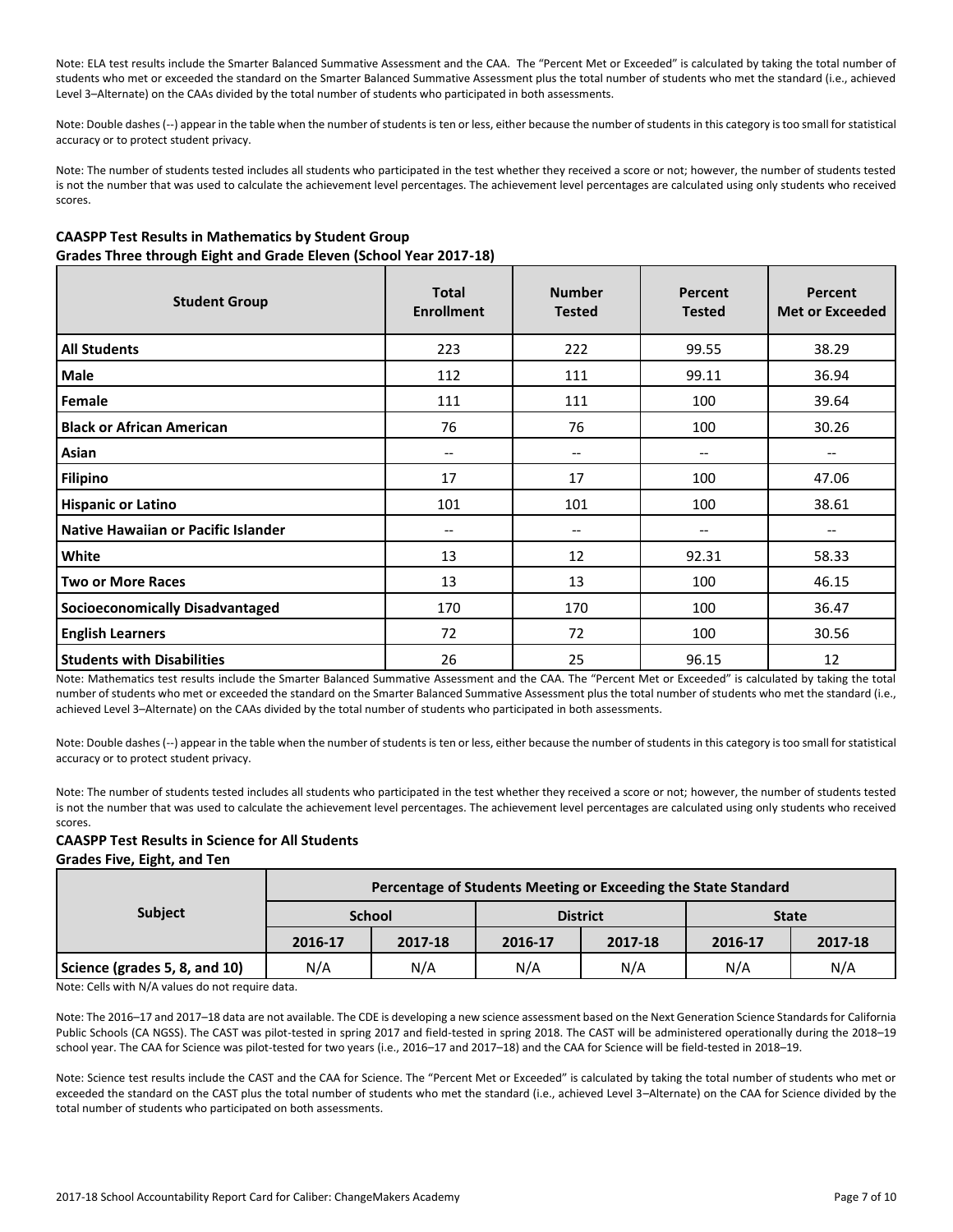Note: ELA test results include the Smarter Balanced Summative Assessment and the CAA. The "Percent Met or Exceeded" is calculated by taking the total number of students who met or exceeded the standard on the Smarter Balanced Summative Assessment plus the total number of students who met the standard (i.e., achieved Level 3–Alternate) on the CAAs divided by the total number of students who participated in both assessments.

Note: Double dashes (--) appear in the table when the number of students is ten or less, either because the number of students in this category is too small for statistical accuracy or to protect student privacy.

Note: The number of students tested includes all students who participated in the test whether they received a score or not; however, the number of students tested is not the number that was used to calculate the achievement level percentages. The achievement level percentages are calculated using only students who received scores.

**CAASPP Test Results in Mathematics by Student Group**
**Grades Three through Eight and Grade Eleven (School Year 2017-18)**

| Student Group | Total Enrollment | Number Tested | Percent Tested | Percent Met or Exceeded |
|---|---|---|---|---|
| **All Students** | 223 | 222 | 99.55 | 38.29 |
| **Male** | 112 | 111 | 99.11 | 36.94 |
| **Female** | 111 | 111 | 100 | 39.64 |
| **Black or African American** | 76 | 76 | 100 | 30.26 |
| **Asian** | -- | -- | -- | -- |
| **Filipino** | 17 | 17 | 100 | 47.06 |
| **Hispanic or Latino** | 101 | 101 | 100 | 38.61 |
| **Native Hawaiian or Pacific Islander** | -- | -- | -- | -- |
| **White** | 13 | 12 | 92.31 | 58.33 |
| **Two or More Races** | 13 | 13 | 100 | 46.15 |
| **Socioeconomically Disadvantaged** | 170 | 170 | 100 | 36.47 |
| **English Learners** | 72 | 72 | 100 | 30.56 |
| **Students with Disabilities** | 26 | 25 | 96.15 | 12 |

Note: Mathematics test results include the Smarter Balanced Summative Assessment and the CAA. The "Percent Met or Exceeded" is calculated by taking the total number of students who met or exceeded the standard on the Smarter Balanced Summative Assessment plus the total number of students who met the standard (i.e., achieved Level 3–Alternate) on the CAAs divided by the total number of students who participated in both assessments.

Note: Double dashes (--) appear in the table when the number of students is ten or less, either because the number of students in this category is too small for statistical accuracy or to protect student privacy.

Note: The number of students tested includes all students who participated in the test whether they received a score or not; however, the number of students tested is not the number that was used to calculate the achievement level percentages. The achievement level percentages are calculated using only students who received scores.

**CAASPP Test Results in Science for All Students**
**Grades Five, Eight, and Ten**

| Subject | Percentage of Students Meeting or Exceeding the State Standard | | | | | |
|---|---|---|---|---|---|---|
| | School | | District | | State | |
| | 2016-17 | 2017-18 | 2016-17 | 2017-18 | 2016-17 | 2017-18 |
| **Science (grades 5, 8, and 10)** | N/A | N/A | N/A | N/A | N/A | N/A |

Note: Cells with N/A values do not require data.

Note: The 2016–17 and 2017–18 data are not available. The CDE is developing a new science assessment based on the Next Generation Science Standards for California Public Schools (CA NGSS). The CAST was pilot-tested in spring 2017 and field-tested in spring 2018. The CAST will be administered operationally during the 2018–19 school year. The CAA for Science was pilot-tested for two years (i.e., 2016–17 and 2017–18) and the CAA for Science will be field-tested in 2018–19.

Note: Science test results include the CAST and the CAA for Science. The "Percent Met or Exceeded" is calculated by taking the total number of students who met or exceeded the standard on the CAST plus the total number of students who met the standard (i.e., achieved Level 3–Alternate) on the CAA for Science divided by the total number of students who participated on both assessments.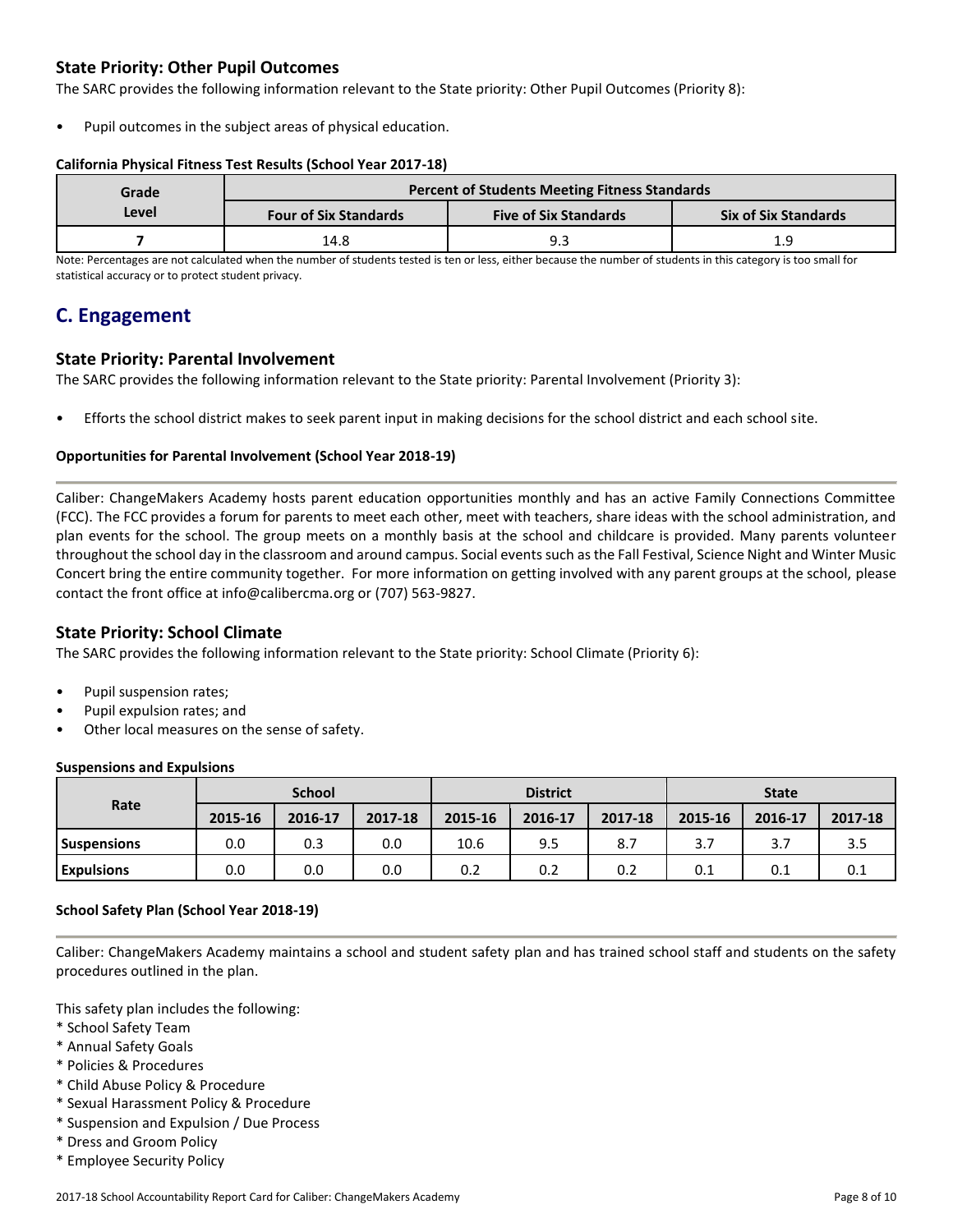### State Priority: Other Pupil Outcomes

The SARC provides the following information relevant to the State priority: Other Pupil Outcomes (Priority 8):

- Pupil outcomes in the subject areas of physical education.

**California Physical Fitness Test Results (School Year 2017-18)**

| Grade Level | Percent of Students Meeting Fitness Standards | | |
|---|---|---|---|
| | Four of Six Standards | Five of Six Standards | Six of Six Standards |
| 7 | 14.8 | 9.3 | 1.9 |

Note: Percentages are not calculated when the number of students tested is ten or less, either because the number of students in this category is too small for statistical accuracy or to protect student privacy.

## C. Engagement

### State Priority: Parental Involvement

The SARC provides the following information relevant to the State priority: Parental Involvement (Priority 3):

- Efforts the school district makes to seek parent input in making decisions for the school district and each school site.

**Opportunities for Parental Involvement (School Year 2018-19)**

Caliber: ChangeMakers Academy hosts parent education opportunities monthly and has an active Family Connections Committee (FCC). The FCC provides a forum for parents to meet each other, meet with teachers, share ideas with the school administration, and plan events for the school. The group meets on a monthly basis at the school and childcare is provided. Many parents volunteer throughout the school day in the classroom and around campus. Social events such as the Fall Festival, Science Night and Winter Music Concert bring the entire community together. For more information on getting involved with any parent groups at the school, please contact the front office at info@calibercma.org or (707) 563-9827.

### State Priority: School Climate

The SARC provides the following information relevant to the State priority: School Climate (Priority 6):

- Pupil suspension rates;
- Pupil expulsion rates; and
- Other local measures on the sense of safety.

**Suspensions and Expulsions**

| Rate | School | | | District | | | State | | |
|---|---|---|---|---|---|---|---|---|---|
| | 2015-16 | 2016-17 | 2017-18 | 2015-16 | 2016-17 | 2017-18 | 2015-16 | 2016-17 | 2017-18 |
| Suspensions | 0.0 | 0.3 | 0.0 | 10.6 | 9.5 | 8.7 | 3.7 | 3.7 | 3.5 |
| Expulsions | 0.0 | 0.0 | 0.0 | 0.2 | 0.2 | 0.2 | 0.1 | 0.1 | 0.1 |

**School Safety Plan (School Year 2018-19)**

Caliber: ChangeMakers Academy maintains a school and student safety plan and has trained school staff and students on the safety procedures outlined in the plan.

This safety plan includes the following:

* School Safety Team
* Annual Safety Goals
* Policies & Procedures
* Child Abuse Policy & Procedure
* Sexual Harassment Policy & Procedure
* Suspension and Expulsion / Due Process
* Dress and Groom Policy
* Employee Security Policy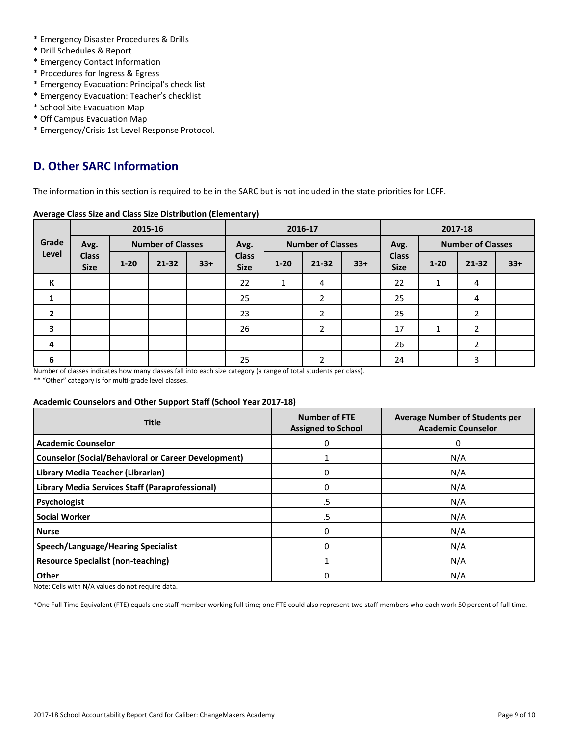* Emergency Disaster Procedures & Drills
* Drill Schedules & Report
* Emergency Contact Information
* Procedures for Ingress & Egress
* Emergency Evacuation: Principal's check list
* Emergency Evacuation: Teacher's checklist
* School Site Evacuation Map
* Off Campus Evacuation Map
* Emergency/Crisis 1st Level Response Protocol.

## D. Other SARC Information

The information in this section is required to be in the SARC but is not included in the state priorities for LCFF.

**Average Class Size and Class Size Distribution (Elementary)**

| Grade Level | 2015-16 | | | | 2016-17 | | | | 2017-18 | | | |
|---|---|---|---|---|---|---|---|---|---|---|---|---|
| | Avg. Class Size | Number of Classes | | | Avg. Class Size | Number of Classes | | | Avg. Class Size | Number of Classes | | |
| | | 1-20 | 21-32 | 33+ | | 1-20 | 21-32 | 33+ | | 1-20 | 21-32 | 33+ |
| K | | | | | 22 | 1 | 4 | | 22 | 1 | 4 | |
| 1 | | | | | 25 | | 2 | | 25 | | 4 | |
| 2 | | | | | 23 | | 2 | | 25 | | 2 | |
| 3 | | | | | 26 | | 2 | | 17 | 1 | 2 | |
| 4 | | | | | | | | | 26 | | 2 | |
| 6 | | | | | 25 | | 2 | | 24 | | 3 | |

Number of classes indicates how many classes fall into each size category (a range of total students per class).

** "Other" category is for multi-grade level classes.

**Academic Counselors and Other Support Staff (School Year 2017-18)**

| Title | Number of FTE Assigned to School | Average Number of Students per Academic Counselor |
|---|---|---|
| **Academic Counselor** | 0 | 0 |
| **Counselor (Social/Behavioral or Career Development)** | 1 | N/A |
| **Library Media Teacher (Librarian)** | 0 | N/A |
| **Library Media Services Staff (Paraprofessional)** | 0 | N/A |
| **Psychologist** | .5 | N/A |
| **Social Worker** | .5 | N/A |
| **Nurse** | 0 | N/A |
| **Speech/Language/Hearing Specialist** | 0 | N/A |
| **Resource Specialist (non-teaching)** | 1 | N/A |
| **Other** | 0 | N/A |

Note: Cells with N/A values do not require data.

*One Full Time Equivalent (FTE) equals one staff member working full time; one FTE could also represent two staff members who each work 50 percent of full time.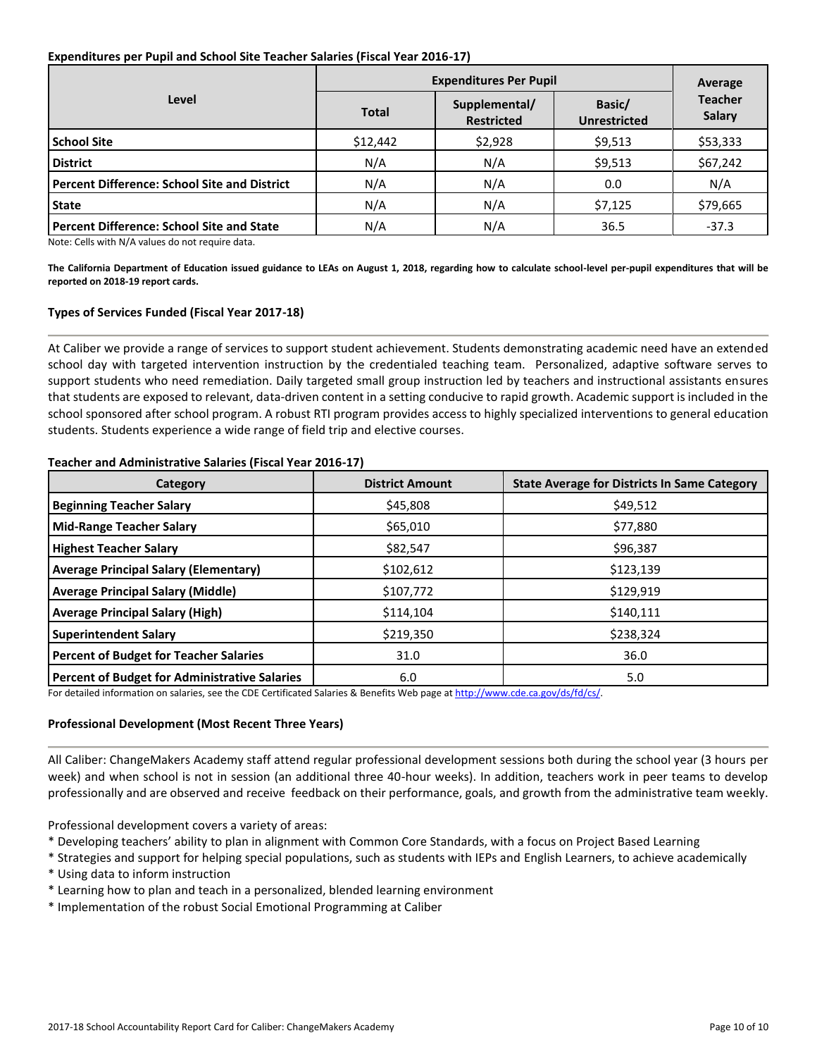**Expenditures per Pupil and School Site Teacher Salaries (Fiscal Year 2016-17)**

| Level | Expenditures Per Pupil | | | Average Teacher Salary |
|---|---|---|---|---|
| | Total | Supplemental/ Restricted | Basic/ Unrestricted | |
| **School Site** | $12,442 | $2,928 | $9,513 | $53,333 |
| **District** | N/A | N/A | $9,513 | $67,242 |
| **Percent Difference: School Site and District** | N/A | N/A | 0.0 | N/A |
| **State** | N/A | N/A | $7,125 | $79,665 |
| **Percent Difference: School Site and State** | N/A | N/A | 36.5 | -37.3 |

Note: Cells with N/A values do not require data.

**The California Department of Education issued guidance to LEAs on August 1, 2018, regarding how to calculate school-level per-pupil expenditures that will be reported on 2018-19 report cards.**

### Types of Services Funded (Fiscal Year 2017-18)

At Caliber we provide a range of services to support student achievement. Students demonstrating academic need have an extended school day with targeted intervention instruction by the credentialed teaching team. Personalized, adaptive software serves to support students who need remediation. Daily targeted small group instruction led by teachers and instructional assistants ensures that students are exposed to relevant, data-driven content in a setting conducive to rapid growth. Academic support is included in the school sponsored after school program. A robust RTI program provides access to highly specialized interventions to general education students. Students experience a wide range of field trip and elective courses.

**Teacher and Administrative Salaries (Fiscal Year 2016-17)**

| Category | District Amount | State Average for Districts In Same Category |
|---|---|---|
| **Beginning Teacher Salary** | $45,808 | $49,512 |
| **Mid-Range Teacher Salary** | $65,010 | $77,880 |
| **Highest Teacher Salary** | $82,547 | $96,387 |
| **Average Principal Salary (Elementary)** | $102,612 | $123,139 |
| **Average Principal Salary (Middle)** | $107,772 | $129,919 |
| **Average Principal Salary (High)** | $114,104 | $140,111 |
| **Superintendent Salary** | $219,350 | $238,324 |
| **Percent of Budget for Teacher Salaries** | 31.0 | 36.0 |
| **Percent of Budget for Administrative Salaries** | 6.0 | 5.0 |

For detailed information on salaries, see the CDE Certificated Salaries & Benefits Web page at http://www.cde.ca.gov/ds/fd/cs/.

### Professional Development (Most Recent Three Years)

All Caliber: ChangeMakers Academy staff attend regular professional development sessions both during the school year (3 hours per week) and when school is not in session (an additional three 40-hour weeks). In addition, teachers work in peer teams to develop professionally and are observed and receive feedback on their performance, goals, and growth from the administrative team weekly.

Professional development covers a variety of areas:

* Developing teachers' ability to plan in alignment with Common Core Standards, with a focus on Project Based Learning
* Strategies and support for helping special populations, such as students with IEPs and English Learners, to achieve academically
* Using data to inform instruction
* Learning how to plan and teach in a personalized, blended learning environment
* Implementation of the robust Social Emotional Programming at Caliber